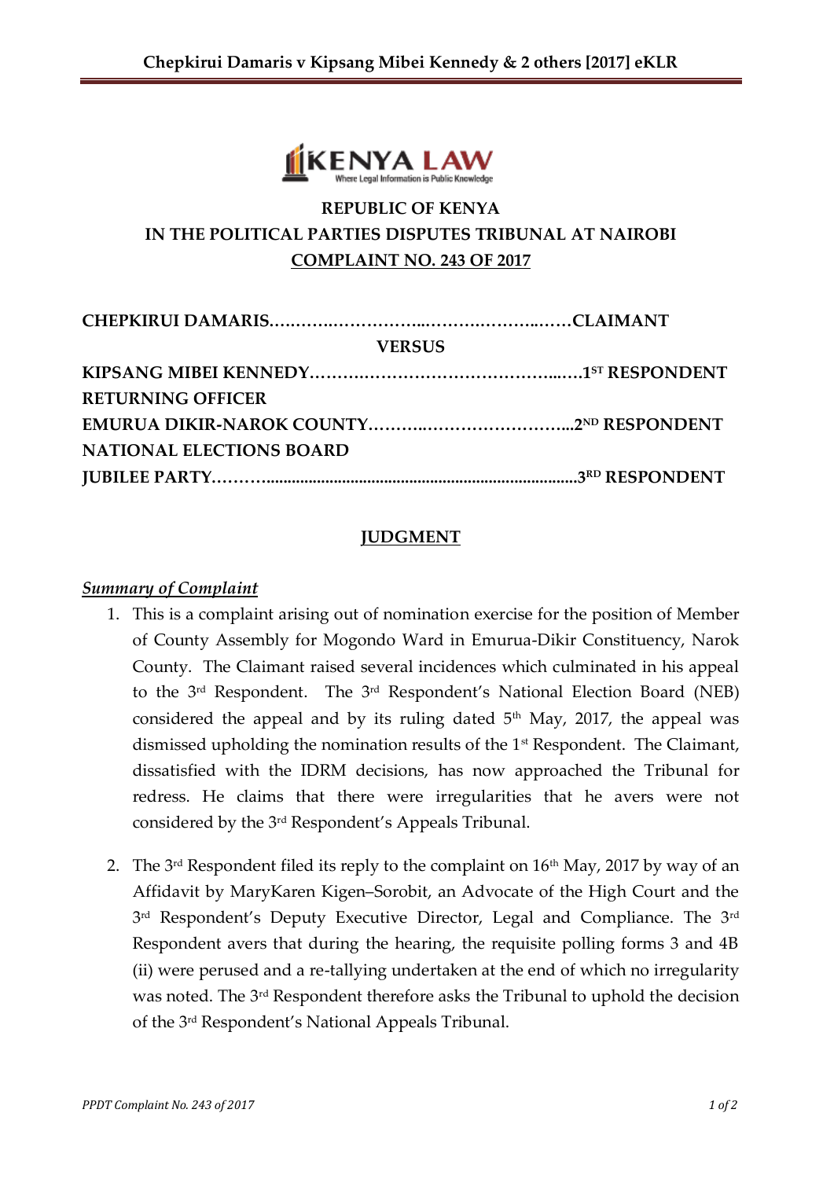**REPUBLIC OF KENYA**
**IN THE POLITICAL PARTIES DISPUTES TRIBUNAL AT NAIROBI**
**COMPLAINT NO. 243 OF 2017**

**CHEPKIRUI DAMARIS……….……………..……….………..……CLAIMANT**

**VERSUS**

**KIPSANG MIBEI KENNEDY……….…………………………….…..….1ST RESPONDENT**

**RETURNING OFFICER**
**EMURUA DIKIR-NAROK COUNTY……….………………………...2ND RESPONDENT**

**NATIONAL ELECTIONS BOARD**
**JUBILEE PARTY………...........................................................................3RD RESPONDENT**

## JUDGMENT

***Summary of Complaint***

1. This is a complaint arising out of nomination exercise for the position of Member of County Assembly for Mogondo Ward in Emurua-Dikir Constituency, Narok County. The Claimant raised several incidences which culminated in his appeal to the 3rd Respondent. The 3rd Respondent's National Election Board (NEB) considered the appeal and by its ruling dated 5th May, 2017, the appeal was dismissed upholding the nomination results of the 1st Respondent. The Claimant, dissatisfied with the IDRM decisions, has now approached the Tribunal for redress. He claims that there were irregularities that he avers were not considered by the 3rd Respondent's Appeals Tribunal.

2. The 3rd Respondent filed its reply to the complaint on 16th May, 2017 by way of an Affidavit by MaryKaren Kigen–Sorobit, an Advocate of the High Court and the 3rd Respondent's Deputy Executive Director, Legal and Compliance. The 3rd Respondent avers that during the hearing, the requisite polling forms 3 and 4B (ii) were perused and a re-tallying undertaken at the end of which no irregularity was noted. The 3rd Respondent therefore asks the Tribunal to uphold the decision of the 3rd Respondent's National Appeals Tribunal.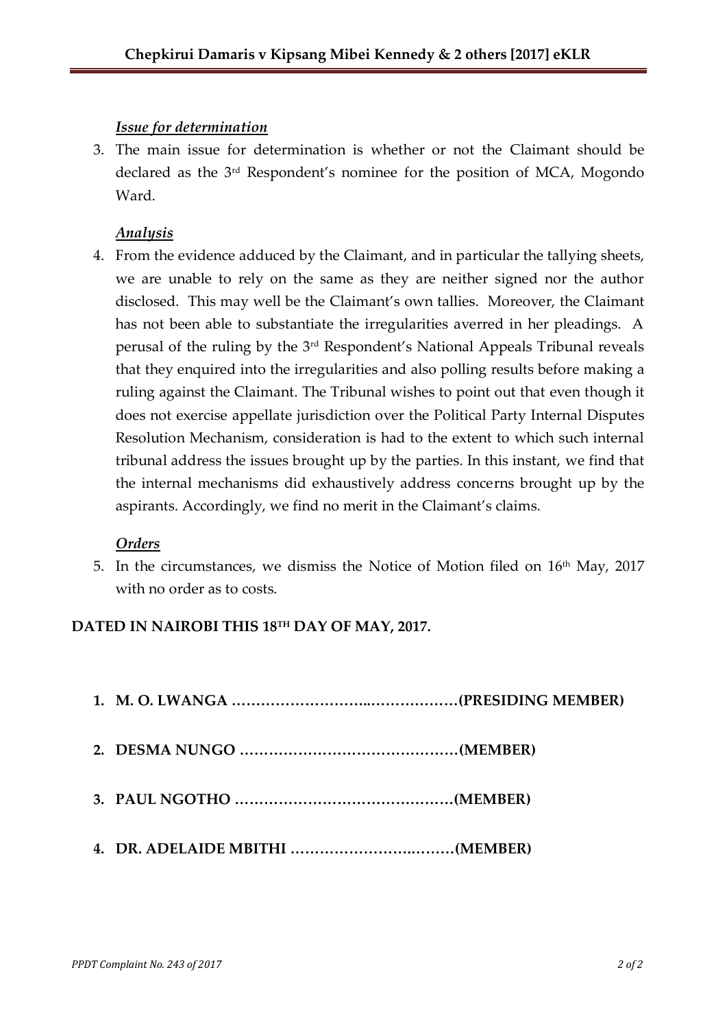### *Issue for determination*

3. The main issue for determination is whether or not the Claimant should be declared as the 3rd Respondent's nominee for the position of MCA, Mogondo Ward.

### *Analysis*

4. From the evidence adduced by the Claimant, and in particular the tallying sheets, we are unable to rely on the same as they are neither signed nor the author disclosed. This may well be the Claimant's own tallies. Moreover, the Claimant has not been able to substantiate the irregularities averred in her pleadings. A perusal of the ruling by the 3rd Respondent's National Appeals Tribunal reveals that they enquired into the irregularities and also polling results before making a ruling against the Claimant. The Tribunal wishes to point out that even though it does not exercise appellate jurisdiction over the Political Party Internal Disputes Resolution Mechanism, consideration is had to the extent to which such internal tribunal address the issues brought up by the parties. In this instant, we find that the internal mechanisms did exhaustively address concerns brought up by the aspirants. Accordingly, we find no merit in the Claimant's claims.

### *Orders*

5. In the circumstances, we dismiss the Notice of Motion filed on 16th May, 2017 with no order as to costs.

**DATED IN NAIROBI THIS 18TH DAY OF MAY, 2017.**

1. **M. O. LWANGA ……………………..………………(PRESIDING MEMBER)**
2. **DESMA NUNGO ………………………………………(MEMBER)**
3. **PAUL NGOTHO ………………………………………(MEMBER)**
4. **DR. ADELAIDE MBITHI …………………….………(MEMBER)**

*PPDT Complaint No. 243 of 2017*